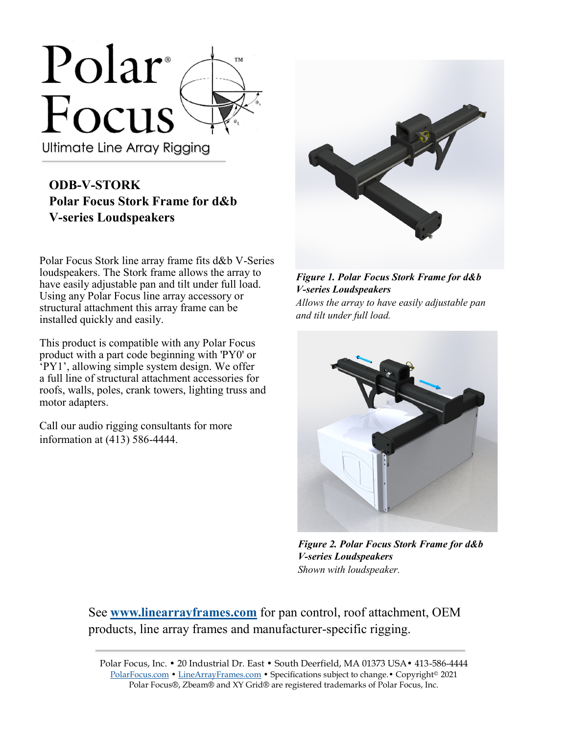Polar® Focus™

Ultimate Line Array Rigging

## ODB-V-STORK
## Polar Focus Stork Frame for d&b V-series Loudspeakers

Polar Focus Stork line array frame fits d&b V-Series loudspeakers. The Stork frame allows the array to have easily adjustable pan and tilt under full load. Using any Polar Focus line array accessory or structural attachment this array frame can be installed quickly and easily.

This product is compatible with any Polar Focus product with a part code beginning with 'PY0' or 'PY1', allowing simple system design. We offer a full line of structural attachment accessories for roofs, walls, poles, crank towers, lighting truss and motor adapters.

Call our audio rigging consultants for more information at (413) 586-4444.

***Figure 1. Polar Focus Stork Frame for d&b V-series Loudspeakers***
*Allows the array to have easily adjustable pan and tilt under full load.*

***Figure 2. Polar Focus Stork Frame for d&b V-series Loudspeakers***
*Shown with loudspeaker.*

See **[www.linearrayframes.com](http://www.linearrayframes.com)** for pan control, roof attachment, OEM products, line array frames and manufacturer-specific rigging.

Polar Focus, Inc. • 20 Industrial Dr. East • South Deerfield, MA 01373 USA• 413-586-4444
PolarFocus.com • LineArrayFrames.com • Specifications subject to change.• Copyright© 2021
Polar Focus®, Zbeam® and XY Grid® are registered trademarks of Polar Focus, Inc.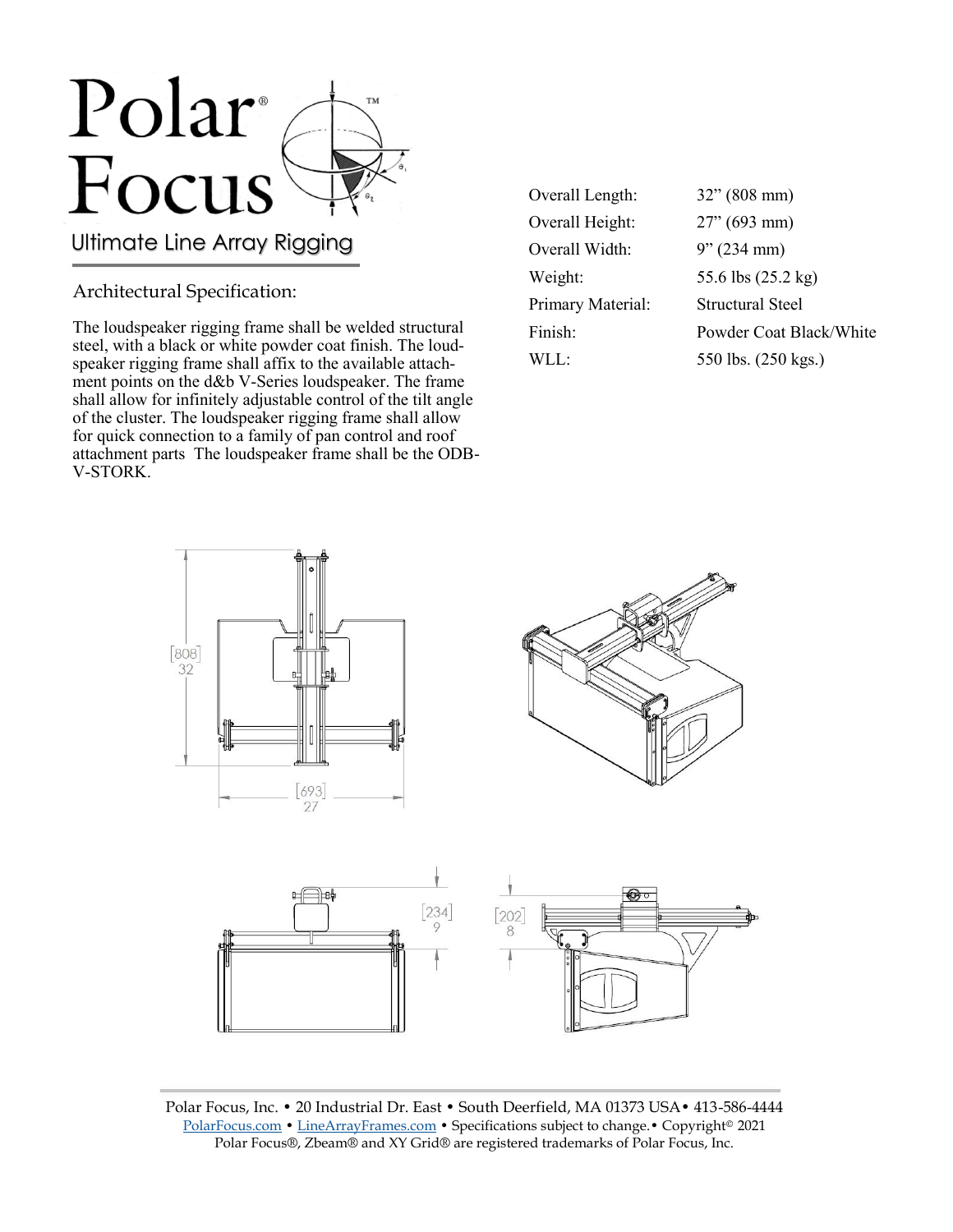# Polar Focus

Ultimate Line Array Rigging

Architectural Specification:

The loudspeaker rigging frame shall be welded structural steel, with a black or white powder coat finish. The loudspeaker rigging frame shall affix to the available attachment points on the d&b V-Series loudspeaker. The frame shall allow for infinitely adjustable control of the tilt angle of the cluster. The loudspeaker rigging frame shall allow for quick connection to a family of pan control and roof attachment parts The loudspeaker frame shall be the ODB-V-STORK.

| | |
|---|---|
| Overall Length: | 32" (808 mm) |
| Overall Height: | 27" (693 mm) |
| Overall Width: | 9" (234 mm) |
| Weight: | 55.6 lbs (25.2 kg) |
| Primary Material: | Structural Steel |
| Finish: | Powder Coat Black/White |
| WLL: | 550 lbs. (250 kgs.) |

[808]
32

[693]
27

[234]
9

[202]
8

Polar Focus, Inc. • 20 Industrial Dr. East • South Deerfield, MA 01373 USA• 413-586-4444
PolarFocus.com • LineArrayFrames.com • Specifications subject to change.• Copyright© 2021
Polar Focus®, Zbeam® and XY Grid® are registered trademarks of Polar Focus, Inc.